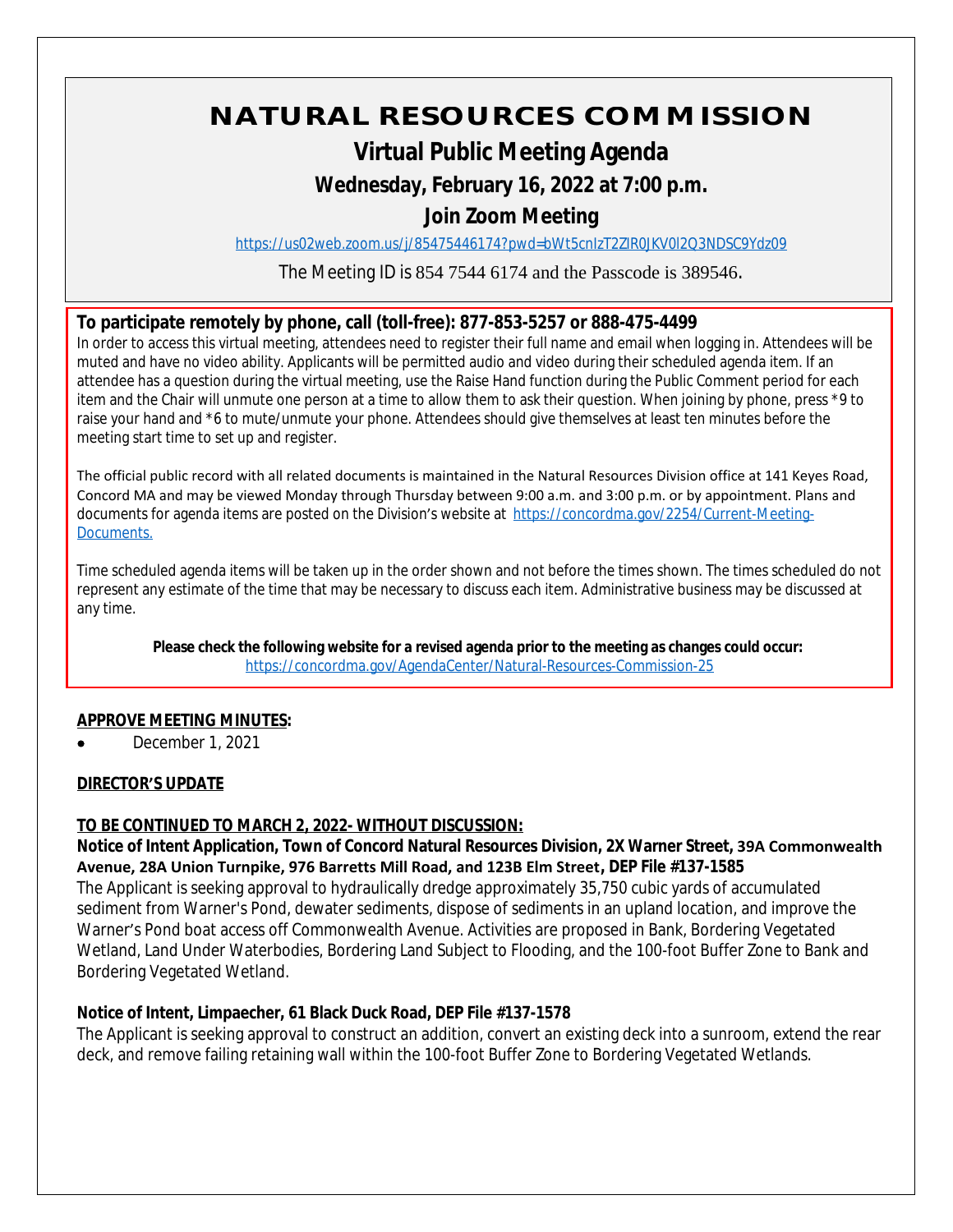# NATURAL RESOURCES COMMISSION

## Virtual Public Meeting Agenda

### Wednesday, February 16, 2022 at 7:00 p.m.

### Join Zoom Meeting

https://us02web.zoom.us/j/85475446174?pwd=bWt5cnIzT2ZlR0JKV0l2Q3NDSC9Ydz09

The Meeting ID is 854 7544 6174 and the Passcode is 389546.

**To participate remotely by phone, call (toll-free): 877-853-5257 or 888-475-4499**

In order to access this virtual meeting, attendees need to register their full name and email when logging in. Attendees will be muted and have no video ability. Applicants will be permitted audio and video during their scheduled agenda item. If an attendee has a question during the virtual meeting, use the Raise Hand function during the Public Comment period for each item and the Chair will unmute one person at a time to allow them to ask their question. When joining by phone, press *9 to raise your hand and *6 to mute/unmute your phone. Attendees should give themselves at least ten minutes before the meeting start time to set up and register.

The official public record with all related documents is maintained in the Natural Resources Division office at 141 Keyes Road, Concord MA and may be viewed Monday through Thursday between 9:00 a.m. and 3:00 p.m. or by appointment. Plans and documents for agenda items are posted on the Division's website at https://concordma.gov/2254/Current-Meeting-Documents.

Time scheduled agenda items will be taken up in the order shown and not before the times shown. The times scheduled do not represent any estimate of the time that may be necessary to discuss each item. Administrative business may be discussed at any time.

**Please check the following website for a revised agenda prior to the meeting as changes could occur:**
https://concordma.gov/AgendaCenter/Natural-Resources-Commission-25

**APPROVE MEETING MINUTES:**

- December 1, 2021

**DIRECTOR'S UPDATE**

**TO BE CONTINUED TO MARCH 2, 2022- WITHOUT DISCUSSION:**

**Notice of Intent Application, Town of Concord Natural Resources Division, 2X Warner Street, 39A Commonwealth Avenue, 28A Union Turnpike, 976 Barretts Mill Road, and 123B Elm Street, DEP File #137-1585**

The Applicant is seeking approval to hydraulically dredge approximately 35,750 cubic yards of accumulated sediment from Warner's Pond, dewater sediments, dispose of sediments in an upland location, and improve the Warner's Pond boat access off Commonwealth Avenue. Activities are proposed in Bank, Bordering Vegetated Wetland, Land Under Waterbodies, Bordering Land Subject to Flooding, and the 100-foot Buffer Zone to Bank and Bordering Vegetated Wetland.

**Notice of Intent, Limpaecher, 61 Black Duck Road, DEP File #137-1578**

The Applicant is seeking approval to construct an addition, convert an existing deck into a sunroom, extend the rear deck, and remove failing retaining wall within the 100-foot Buffer Zone to Bordering Vegetated Wetlands.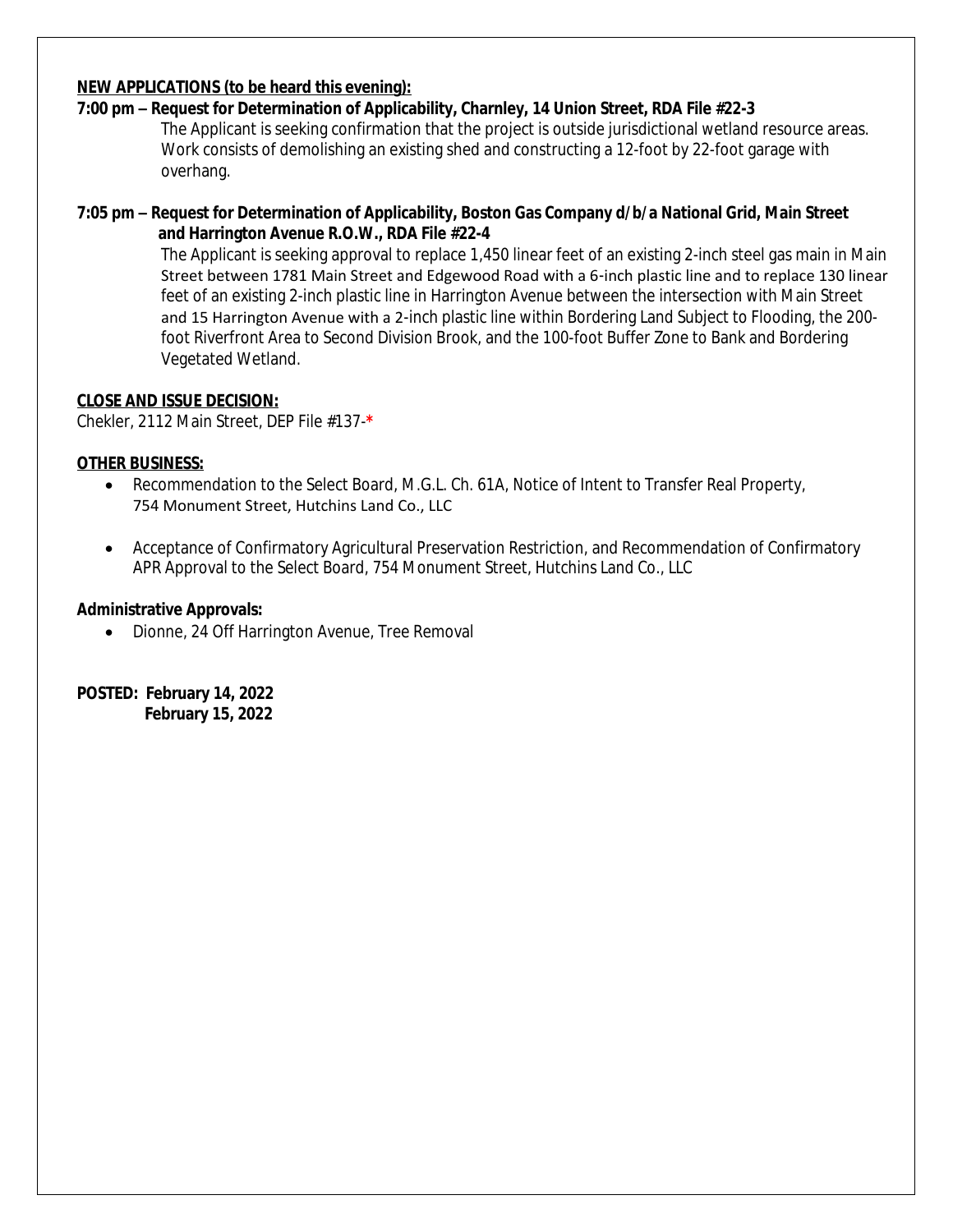**NEW APPLICATIONS (to be heard this evening):**

**7:00 pm – Request for Determination of Applicability, Charnley, 14 Union Street, RDA File #22-3**

The Applicant is seeking confirmation that the project is outside jurisdictional wetland resource areas. Work consists of demolishing an existing shed and constructing a 12-foot by 22-foot garage with overhang.

**7:05 pm – Request for Determination of Applicability, Boston Gas Company d/b/a National Grid, Main Street and Harrington Avenue R.O.W., RDA File #22-4**

The Applicant is seeking approval to replace 1,450 linear feet of an existing 2-inch steel gas main in Main Street between 1781 Main Street and Edgewood Road with a 6-inch plastic line and to replace 130 linear feet of an existing 2-inch plastic line in Harrington Avenue between the intersection with Main Street and 15 Harrington Avenue with a 2-inch plastic line within Bordering Land Subject to Flooding, the 200-foot Riverfront Area to Second Division Brook, and the 100-foot Buffer Zone to Bank and Bordering Vegetated Wetland.

**CLOSE AND ISSUE DECISION:**

Chekler, 2112 Main Street, DEP File #137-*

**OTHER BUSINESS:**

- Recommendation to the Select Board, M.G.L. Ch. 61A, Notice of Intent to Transfer Real Property, 754 Monument Street, Hutchins Land Co., LLC
- Acceptance of Confirmatory Agricultural Preservation Restriction, and Recommendation of Confirmatory APR Approval to the Select Board, 754 Monument Street, Hutchins Land Co., LLC

**Administrative Approvals:**

- Dionne, 24 Off Harrington Avenue, Tree Removal

**POSTED: February 14, 2022**
**February 15, 2022**